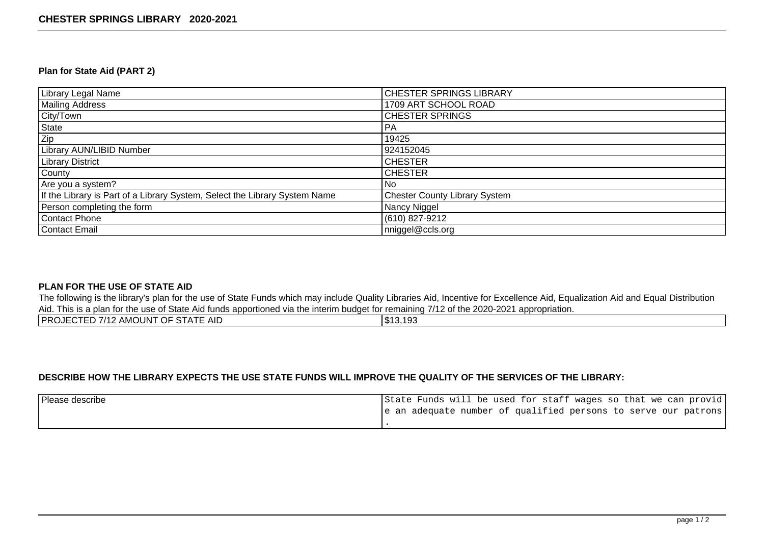# CHESTER SPRINGS LIBRARY 2020-2021

### Plan for State Aid (PART 2)

| | |
|---|---|
| Library Legal Name | CHESTER SPRINGS LIBRARY |
| Mailing Address | 1709 ART SCHOOL ROAD |
| City/Town | CHESTER SPRINGS |
| State | PA |
| Zip | 19425 |
| Library AUN/LIBID Number | 924152045 |
| Library District | CHESTER |
| County | CHESTER |
| Are you a system? | No |
| If the Library is Part of a Library System, Select the Library System Name | Chester County Library System |
| Person completing the form | Nancy Niggel |
| Contact Phone | (610) 827-9212 |
| Contact Email | nniggel@ccls.org |

### PLAN FOR THE USE OF STATE AID

The following is the library's plan for the use of State Funds which may include Quality Libraries Aid, Incentive for Excellence Aid, Equalization Aid and Equal Distribution Aid. This is a plan for the use of State Aid funds apportioned via the interim budget for remaining 7/12 of the 2020-2021 appropriation.

| | |
|---|---|
| PROJECTED 7/12 AMOUNT OF STATE AID | $13,193 |

### DESCRIBE HOW THE LIBRARY EXPECTS THE USE STATE FUNDS WILL IMPROVE THE QUALITY OF THE SERVICES OF THE LIBRARY:

| | |
|---|---|
| Please describe | State Funds will be used for staff wages so that we can provide an adequate number of qualified persons to serve our patrons. |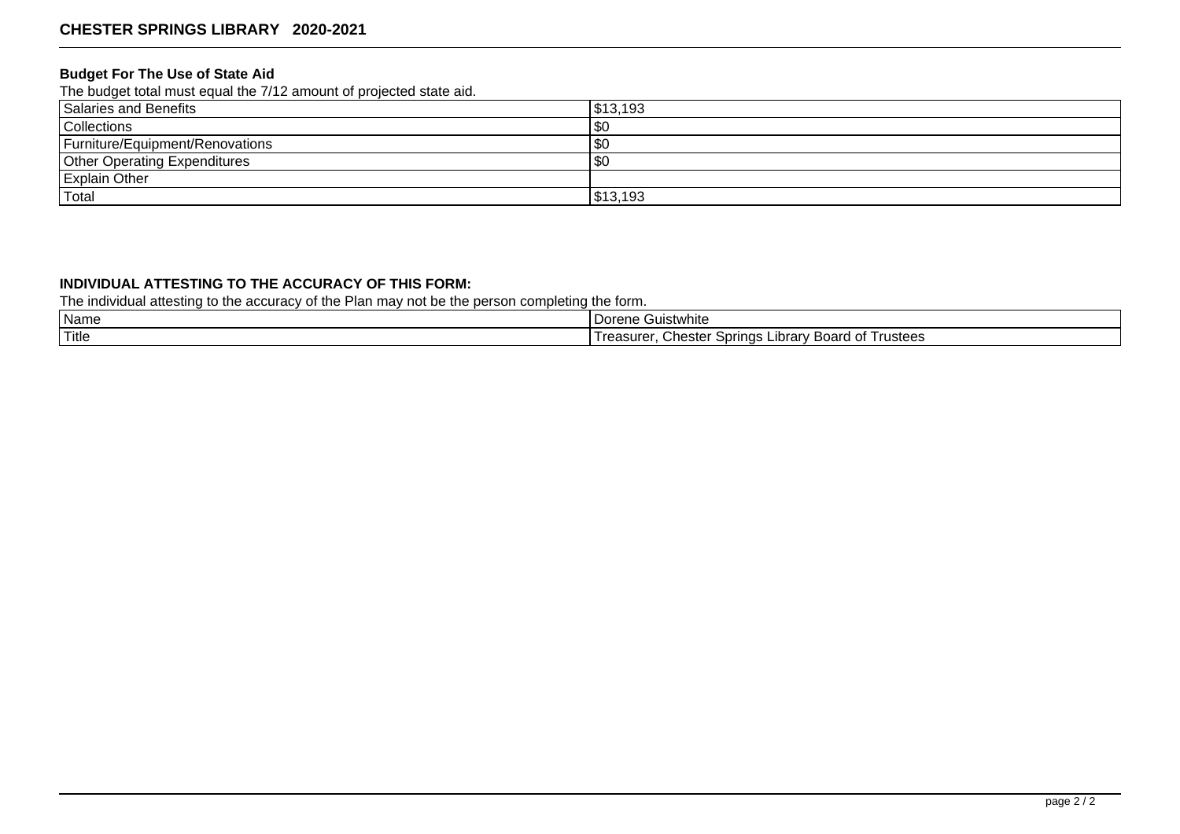## Budget For The Use of State Aid

The budget total must equal the 7/12 amount of projected state aid.

| | |
|---|---|
| Salaries and Benefits | $13,193 |
| Collections | $0 |
| Furniture/Equipment/Renovations | $0 |
| Other Operating Expenditures | $0 |
| Explain Other | |
| Total | $13,193 |

## INDIVIDUAL ATTESTING TO THE ACCURACY OF THIS FORM:

The individual attesting to the accuracy of the Plan may not be the person completing the form.

| | |
|---|---|
| Name | Dorene Guistwhite |
| Title | Treasurer, Chester Springs Library Board of Trustees |